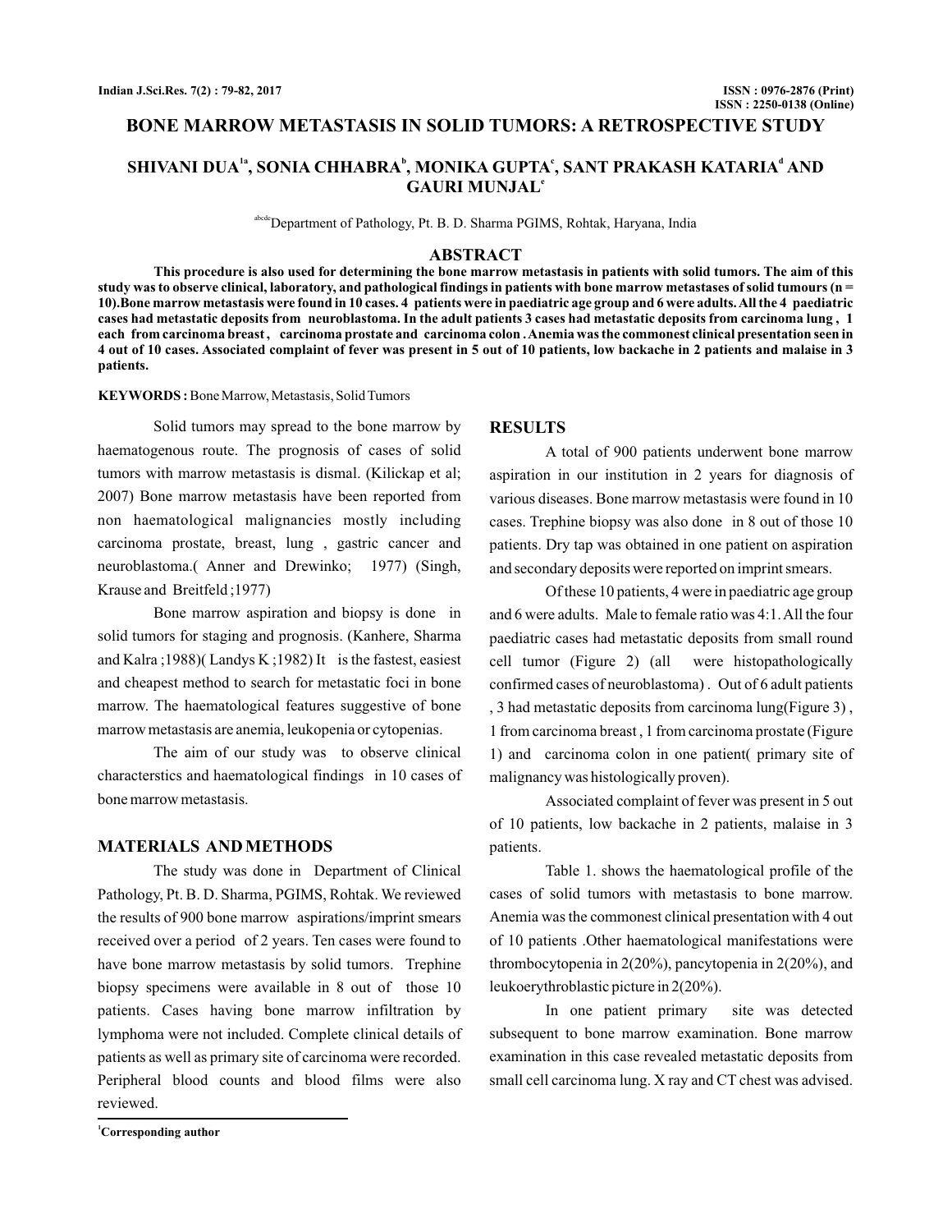# BONE MARROW METASTASIS IN SOLID TUMORS: A RETROSPECTIVE STUDY

**SHIVANI DUA[1a], SONIA CHHABRA[b], MONIKA GUPTA[c], SANT PRAKASH KATARIA[d] AND GAURI MUNJAL[e]**

[abcde]Department of Pathology, Pt. B. D. Sharma PGIMS, Rohtak, Haryana, India

## ABSTRACT

**This procedure is also used for determining the bone marrow metastasis in patients with solid tumors. The aim of this study was to observe clinical, laboratory, and pathological findings in patients with bone marrow metastases of solid tumours (n = 10).Bone marrow metastasis were found in 10 cases. 4 patients were in paediatric age group and 6 were adults. All the 4 paediatric cases had metastatic deposits from neuroblastoma. In the adult patients 3 cases had metastatic deposits from carcinoma lung , 1 each from carcinoma breast , carcinoma prostate and carcinoma colon . Anemia was the commonest clinical presentation seen in 4 out of 10 cases. Associated complaint of fever was present in 5 out of 10 patients, low backache in 2 patients and malaise in 3 patients.**

**KEYWORDS :** Bone Marrow, Metastasis, Solid Tumors

Solid tumors may spread to the bone marrow by haematogenous route. The prognosis of cases of solid tumors with marrow metastasis is dismal. (Kilickap et al; 2007) Bone marrow metastasis have been reported from non haematological malignancies mostly including carcinoma prostate, breast, lung , gastric cancer and neuroblastoma.( Anner and Drewinko; 1977) (Singh, Krause and Breitfeld ;1977)

Bone marrow aspiration and biopsy is done in solid tumors for staging and prognosis. (Kanhere, Sharma and Kalra ;1988)( Landys K ;1982) It is the fastest, easiest and cheapest method to search for metastatic foci in bone marrow. The haematological features suggestive of bone marrow metastasis are anemia, leukopenia or cytopenias.

The aim of our study was to observe clinical characterstics and haematological findings in 10 cases of bone marrow metastasis.

## MATERIALS AND METHODS

The study was done in Department of Clinical Pathology, Pt. B. D. Sharma, PGIMS, Rohtak. We reviewed the results of 900 bone marrow aspirations/imprint smears received over a period of 2 years. Ten cases were found to have bone marrow metastasis by solid tumors. Trephine biopsy specimens were available in 8 out of those 10 patients. Cases having bone marrow infiltration by lymphoma were not included. Complete clinical details of patients as well as primary site of carcinoma were recorded. Peripheral blood counts and blood films were also reviewed.

[1]Corresponding author

## RESULTS

A total of 900 patients underwent bone marrow aspiration in our institution in 2 years for diagnosis of various diseases. Bone marrow metastasis were found in 10 cases. Trephine biopsy was also done in 8 out of those 10 patients. Dry tap was obtained in one patient on aspiration and secondary deposits were reported on imprint smears.

Of these 10 patients, 4 were in paediatric age group and 6 were adults. Male to female ratio was 4:1. All the four paediatric cases had metastatic deposits from small round cell tumor (Figure 2) (all were histopathologically confirmed cases of neuroblastoma) . Out of 6 adult patients , 3 had metastatic deposits from carcinoma lung(Figure 3) , 1 from carcinoma breast , 1 from carcinoma prostate (Figure 1) and carcinoma colon in one patient( primary site of malignancy was histologically proven).

Associated complaint of fever was present in 5 out of 10 patients, low backache in 2 patients, malaise in 3 patients.

Table 1. shows the haematological profile of the cases of solid tumors with metastasis to bone marrow. Anemia was the commonest clinical presentation with 4 out of 10 patients .Other haematological manifestations were thrombocytopenia in 2(20%), pancytopenia in 2(20%), and leukoerythroblastic picture in 2(20%).

In one patient primary site was detected subsequent to bone marrow examination. Bone marrow examination in this case revealed metastatic deposits from small cell carcinoma lung. X ray and CT chest was advised.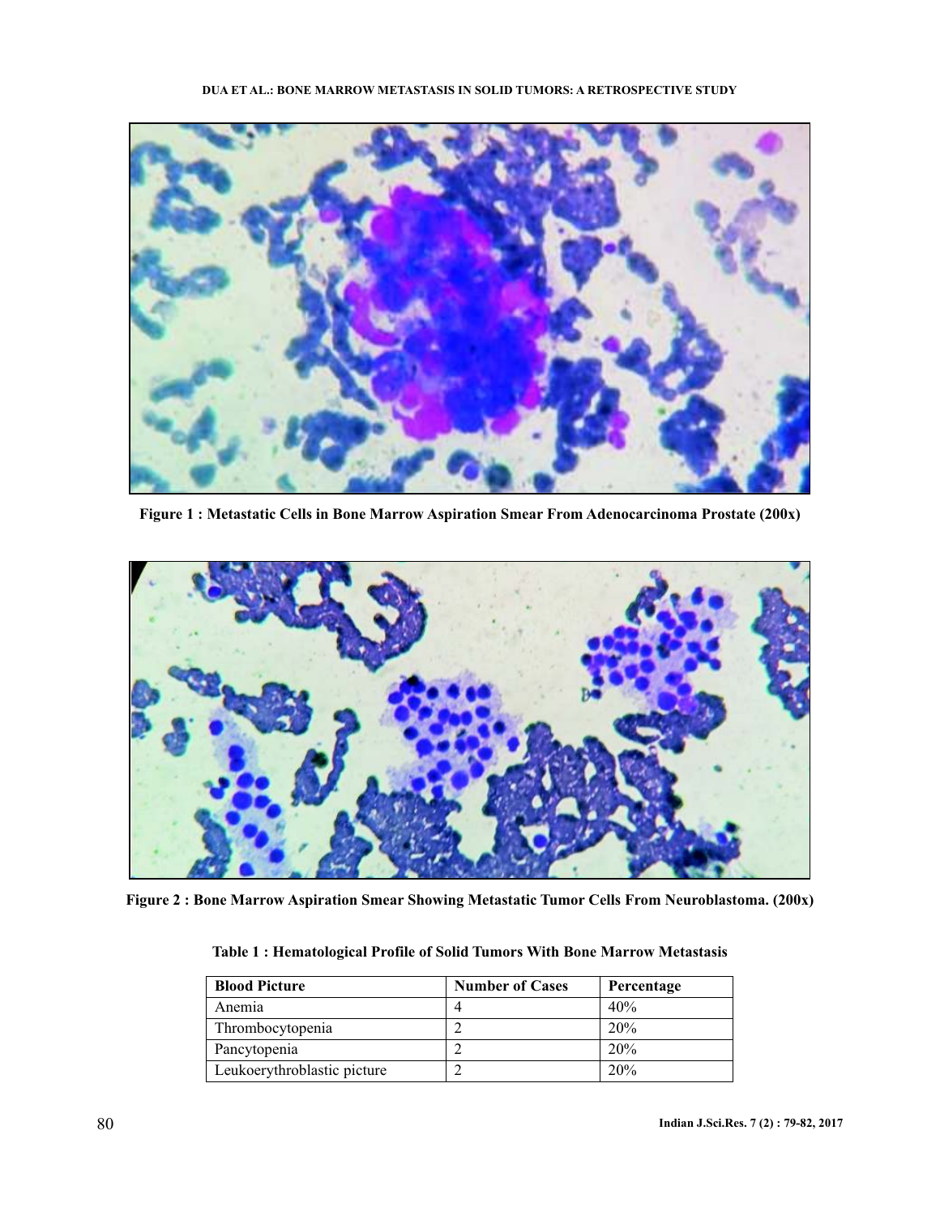Figure 1 : Metastatic Cells in Bone Marrow Aspiration Smear From Adenocarcinoma Prostate (200x)

Figure 2 : Bone Marrow Aspiration Smear Showing Metastatic Tumor Cells From Neuroblastoma. (200x)

**Table 1 : Hematological Profile of Solid Tumors With Bone Marrow Metastasis**

| Blood Picture | Number of Cases | Percentage |
|---|---|---|
| Anemia | 4 | 40% |
| Thrombocytopenia | 2 | 20% |
| Pancytopenia | 2 | 20% |
| Leukoerythroblastic picture | 2 | 20% |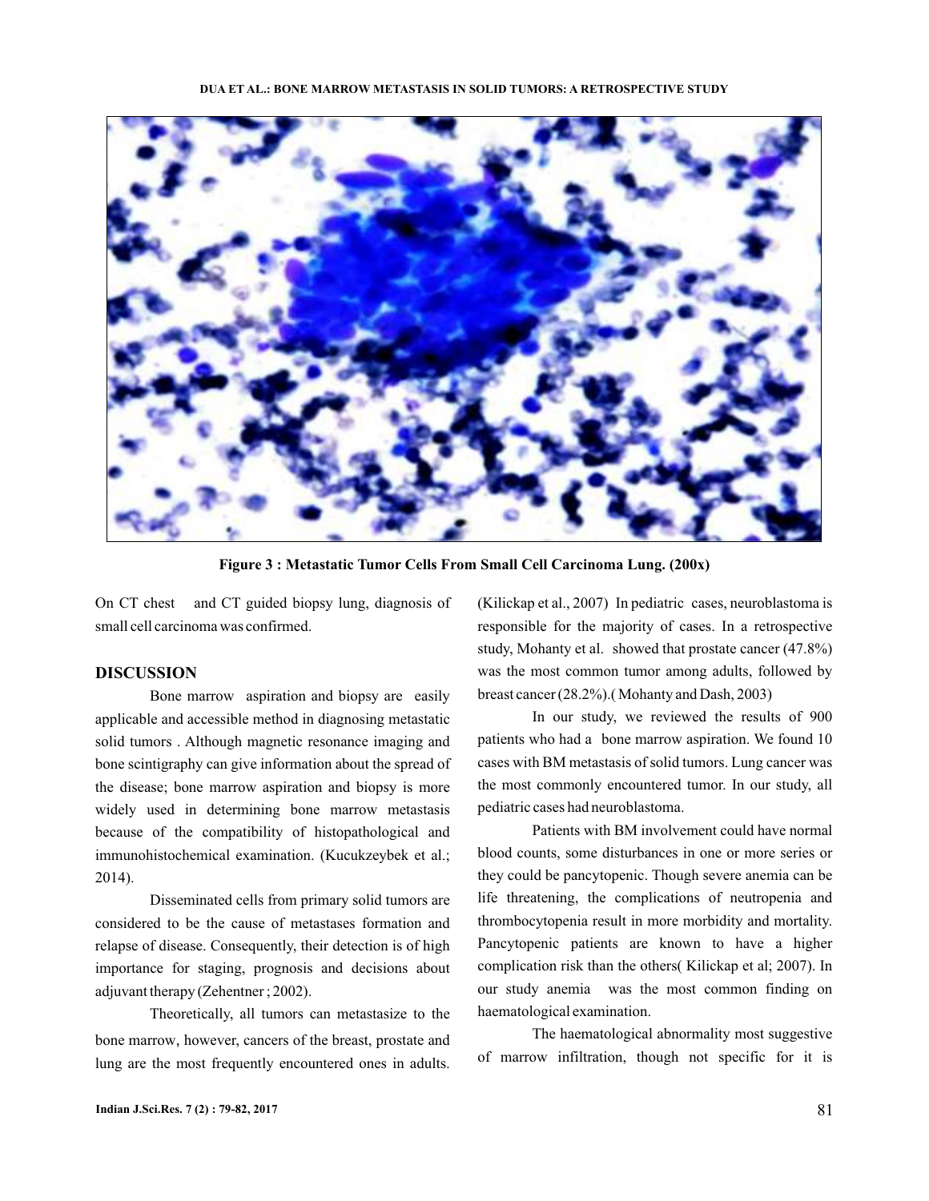Figure 3 : Metastatic Tumor Cells From Small Cell Carcinoma Lung. (200x)

On CT chest and CT guided biopsy lung, diagnosis of small cell carcinoma was confirmed.

## DISCUSSION

Bone marrow aspiration and biopsy are easily applicable and accessible method in diagnosing metastatic solid tumors . Although magnetic resonance imaging and bone scintigraphy can give information about the spread of the disease; bone marrow aspiration and biopsy is more widely used in determining bone marrow metastasis because of the compatibility of histopathological and immunohistochemical examination. (Kucukzeybek et al.; 2014).

Disseminated cells from primary solid tumors are considered to be the cause of metastases formation and relapse of disease. Consequently, their detection is of high importance for staging, prognosis and decisions about adjuvant therapy (Zehentner ; 2002).

Theoretically, all tumors can metastasize to the bone marrow, however, cancers of the breast, prostate and lung are the most frequently encountered ones in adults. (Kilickap et al., 2007) In pediatric cases, neuroblastoma is responsible for the majority of cases. In a retrospective study, Mohanty et al. showed that prostate cancer (47.8%) was the most common tumor among adults, followed by breast cancer (28.2%).( Mohanty and Dash, 2003)

In our study, we reviewed the results of 900 patients who had a bone marrow aspiration. We found 10 cases with BM metastasis of solid tumors. Lung cancer was the most commonly encountered tumor. In our study, all pediatric cases had neuroblastoma.

Patients with BM involvement could have normal blood counts, some disturbances in one or more series or they could be pancytopenic. Though severe anemia can be life threatening, the complications of neutropenia and thrombocytopenia result in more morbidity and mortality. Pancytopenic patients are known to have a higher complication risk than the others( Kilickap et al; 2007). In our study anemia was the most common finding on haematological examination.

The haematological abnormality most suggestive of marrow infiltration, though not specific for it is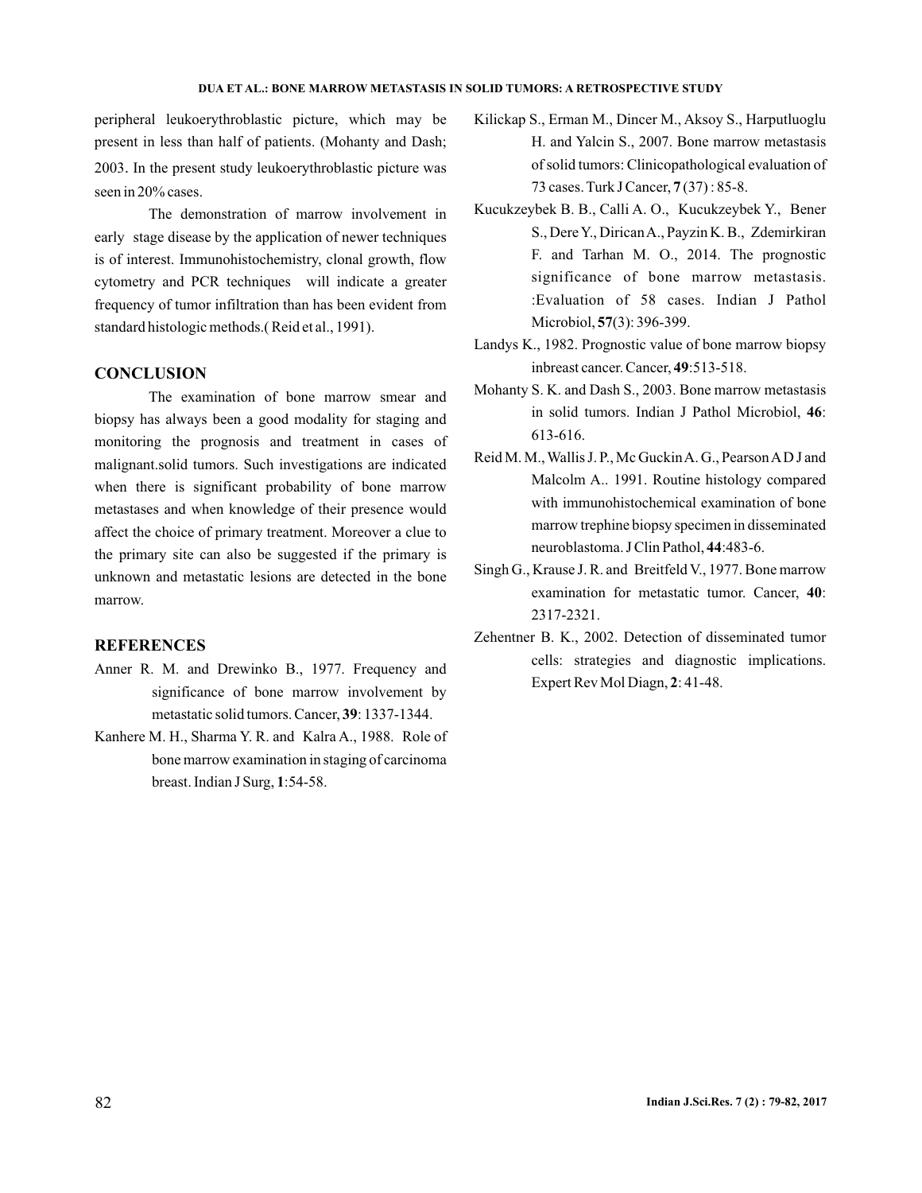peripheral leukoerythroblastic picture, which may be present in less than half of patients. (Mohanty and Dash; 2003. In the present study leukoerythroblastic picture was seen in 20% cases.

The demonstration of marrow involvement in early stage disease by the application of newer techniques is of interest. Immunohistochemistry, clonal growth, flow cytometry and PCR techniques will indicate a greater frequency of tumor infiltration than has been evident from standard histologic methods.( Reid et al., 1991).

## CONCLUSION

The examination of bone marrow smear and biopsy has always been a good modality for staging and monitoring the prognosis and treatment in cases of malignant.solid tumors. Such investigations are indicated when there is significant probability of bone marrow metastases and when knowledge of their presence would affect the choice of primary treatment. Moreover a clue to the primary site can also be suggested if the primary is unknown and metastatic lesions are detected in the bone marrow.

## REFERENCES

Anner R. M. and Drewinko B., 1977. Frequency and significance of bone marrow involvement by metastatic solid tumors. Cancer, **39**: 1337-1344.

Kanhere M. H., Sharma Y. R. and Kalra A., 1988. Role of bone marrow examination in staging of carcinoma breast. Indian J Surg, **1**:54-58.

Kilickap S., Erman M., Dincer M., Aksoy S., Harputluoglu H. and Yalcin S., 2007. Bone marrow metastasis of solid tumors: Clinicopathological evaluation of 73 cases. Turk J Cancer, **7** (37) : 85-8.

Kucukzeybek B. B., Calli A. O., Kucukzeybek Y., Bener S., Dere Y., Dirican A., Payzin K. B., Zdemirkiran F. and Tarhan M. O., 2014. The prognostic significance of bone marrow metastasis. :Evaluation of 58 cases. Indian J Pathol Microbiol, **57**(3): 396-399.

Landys K., 1982. Prognostic value of bone marrow biopsy inbreast cancer. Cancer, **49**:513-518.

Mohanty S. K. and Dash S., 2003. Bone marrow metastasis in solid tumors. Indian J Pathol Microbiol, **46**: 613-616.

Reid M. M., Wallis J. P., Mc Guckin A. G., Pearson A D J and Malcolm A.. 1991. Routine histology compared with immunohistochemical examination of bone marrow trephine biopsy specimen in disseminated neuroblastoma. J Clin Pathol, **44**:483-6.

Singh G., Krause J. R. and Breitfeld V., 1977. Bone marrow examination for metastatic tumor. Cancer, **40**: 2317-2321.

Zehentner B. K., 2002. Detection of disseminated tumor cells: strategies and diagnostic implications. Expert Rev Mol Diagn, **2**: 41-48.